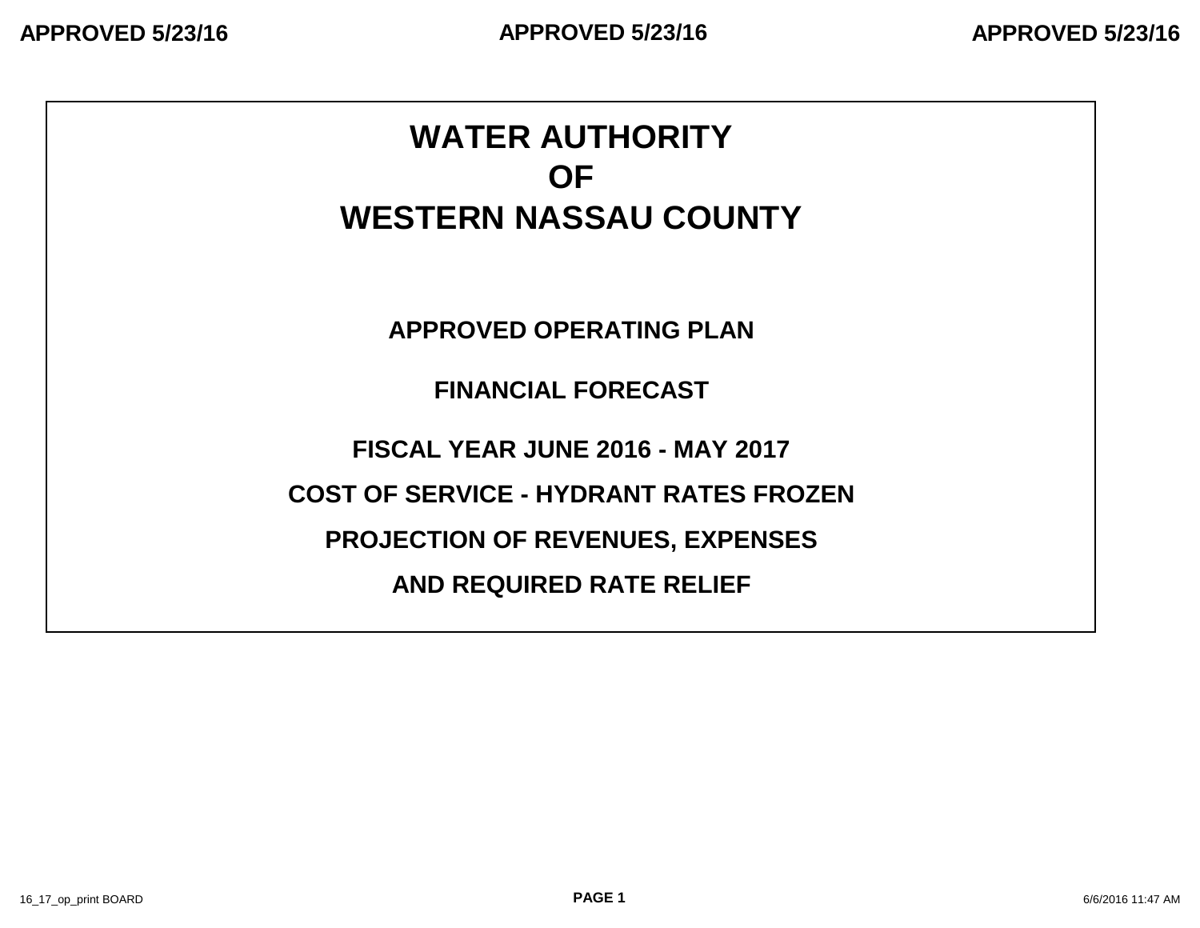# WATER AUTHORITY
# OF
# WESTERN NASSAU COUNTY

**APPROVED OPERATING PLAN**

**FINANCIAL FORECAST**

**FISCAL YEAR JUNE 2016 - MAY 2017**

**COST OF SERVICE - HYDRANT RATES FROZEN**

**PROJECTION OF REVENUES, EXPENSES**

**AND REQUIRED RATE RELIEF**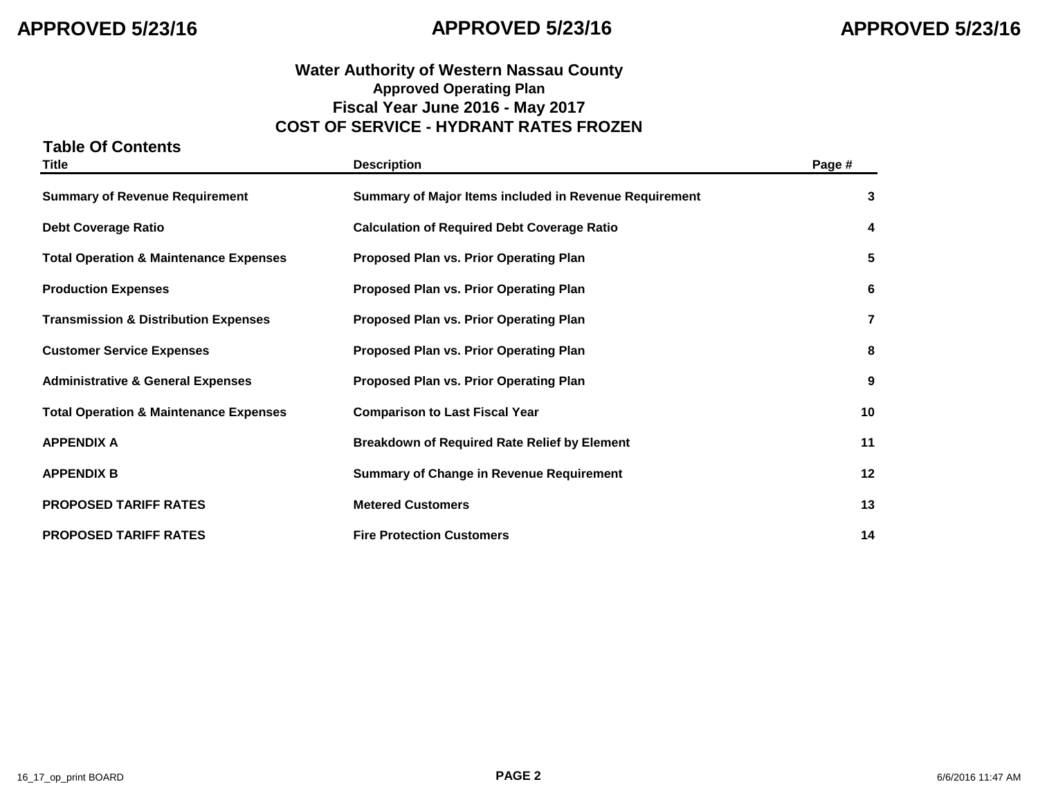**APPROVED 5/23/16** **APPROVED 5/23/16** **APPROVED 5/23/16**

# Water Authority of Western Nassau County

## Approved Operating Plan

## Fiscal Year June 2016 - May 2017

## COST OF SERVICE - HYDRANT RATES FROZEN

### Table Of Contents

| Title | Description | Page # |
|---|---|---|
| **Summary of Revenue Requirement** | **Summary of Major Items included in Revenue Requirement** | **3** |
| **Debt Coverage Ratio** | **Calculation of Required Debt Coverage Ratio** | **4** |
| **Total Operation & Maintenance Expenses** | **Proposed Plan vs. Prior Operating Plan** | **5** |
| **Production Expenses** | **Proposed Plan vs. Prior Operating Plan** | **6** |
| **Transmission & Distribution Expenses** | **Proposed Plan vs. Prior Operating Plan** | **7** |
| **Customer Service Expenses** | **Proposed Plan vs. Prior Operating Plan** | **8** |
| **Administrative & General Expenses** | **Proposed Plan vs. Prior Operating Plan** | **9** |
| **Total Operation & Maintenance Expenses** | **Comparison to Last Fiscal Year** | **10** |
| **APPENDIX A** | **Breakdown of Required Rate Relief by Element** | **11** |
| **APPENDIX B** | **Summary of Change in Revenue Requirement** | **12** |
| **PROPOSED TARIFF RATES** | **Metered Customers** | **13** |
| **PROPOSED TARIFF RATES** | **Fire Protection Customers** | **14** |

16_17_op_print BOARD 6/6/2016 11:47 AM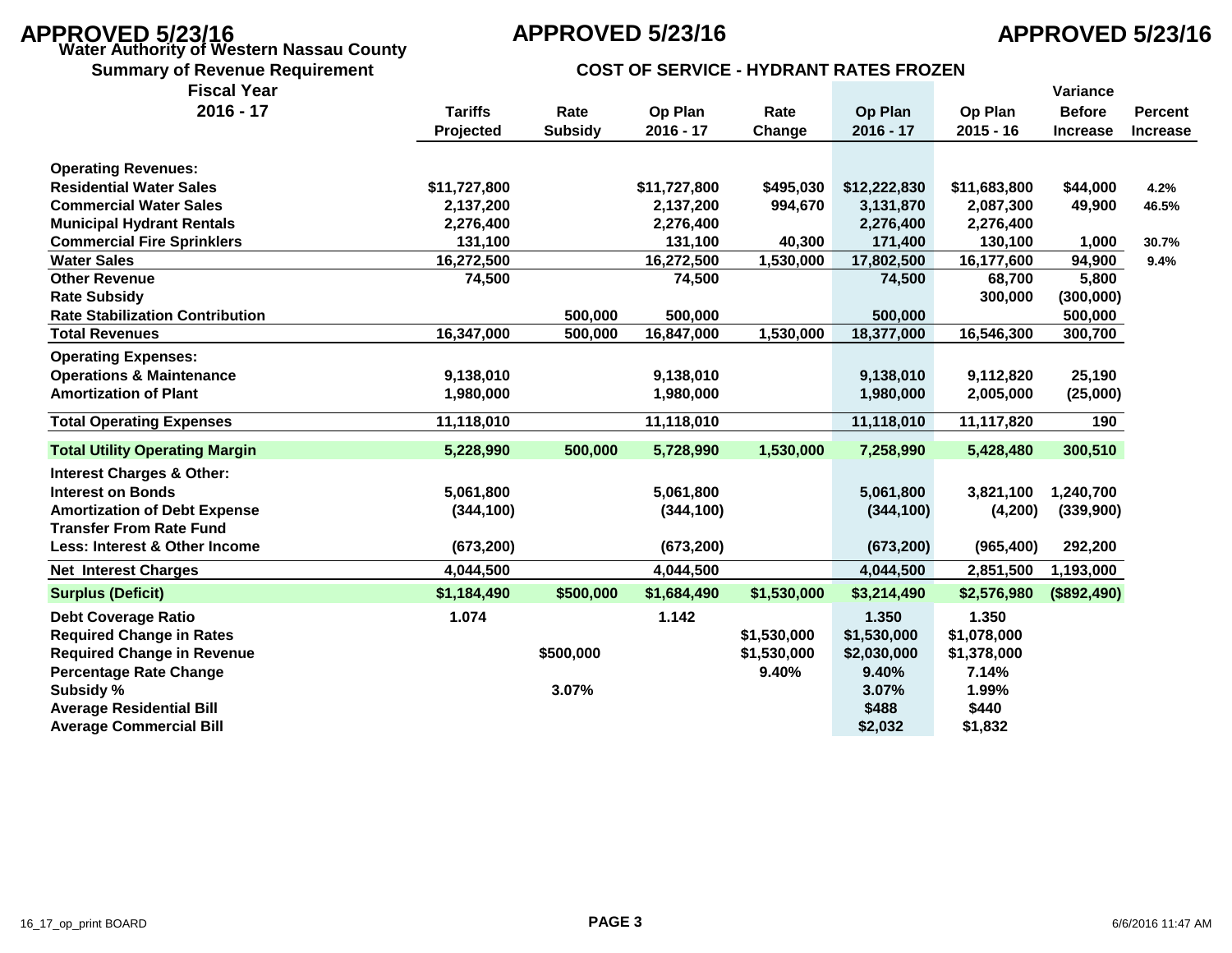APPROVED 5/23/16 APPROVED 5/23/16 APPROVED 5/23/16

**Water Authority of Western Nassau County**

**Summary of Revenue Requirement**

**COST OF SERVICE - HYDRANT RATES FROZEN**

| Fiscal Year 2016 - 17 | Tariffs Projected | Rate Subsidy | Op Plan 2016 - 17 | Rate Change | Op Plan 2016 - 17 | Op Plan 2015 - 16 | Variance Before Increase | Percent Increase |
|---|---|---|---|---|---|---|---|---|
| **Operating Revenues:** | | | | | | | | |
| Residential Water Sales | $11,727,800 | | $11,727,800 | $495,030 | $12,222,830 | $11,683,800 | $44,000 | 4.2% |
| Commercial Water Sales | 2,137,200 | | 2,137,200 | 994,670 | 3,131,870 | 2,087,300 | 49,900 | 46.5% |
| Municipal Hydrant Rentals | 2,276,400 | | 2,276,400 | | 2,276,400 | 2,276,400 | | |
| Commercial Fire Sprinklers | 131,100 | | 131,100 | 40,300 | 171,400 | 130,100 | 1,000 | 30.7% |
| Water Sales | 16,272,500 | | 16,272,500 | 1,530,000 | 17,802,500 | 16,177,600 | 94,900 | 9.4% |
| Other Revenue | 74,500 | | 74,500 | | 74,500 | 68,700 | 5,800 | |
| Rate Subsidy | | | | | | 300,000 | (300,000) | |
| Rate Stabilization Contribution | | 500,000 | 500,000 | | 500,000 | | 500,000 | |
| Total Revenues | 16,347,000 | 500,000 | 16,847,000 | 1,530,000 | 18,377,000 | 16,546,300 | 300,700 | |
| **Operating Expenses:** | | | | | | | | |
| Operations & Maintenance | 9,138,010 | | 9,138,010 | | 9,138,010 | 9,112,820 | 25,190 | |
| Amortization of Plant | 1,980,000 | | 1,980,000 | | 1,980,000 | 2,005,000 | (25,000) | |
| Total Operating Expenses | 11,118,010 | | 11,118,010 | | 11,118,010 | 11,117,820 | 190 | |
| **Total Utility Operating Margin** | 5,228,990 | 500,000 | 5,728,990 | 1,530,000 | 7,258,990 | 5,428,480 | 300,510 | |
| **Interest Charges & Other:** | | | | | | | | |
| Interest on Bonds | 5,061,800 | | 5,061,800 | | 5,061,800 | 3,821,100 | 1,240,700 | |
| Amortization of Debt Expense | (344,100) | | (344,100) | | (344,100) | (4,200) | (339,900) | |
| Transfer From Rate Fund | | | | | | | | |
| Less: Interest & Other Income | (673,200) | | (673,200) | | (673,200) | (965,400) | 292,200 | |
| Net Interest Charges | 4,044,500 | | 4,044,500 | | 4,044,500 | 2,851,500 | 1,193,000 | |
| **Surplus (Deficit)** | $1,184,490 | $500,000 | $1,684,490 | $1,530,000 | $3,214,490 | $2,576,980 | ($892,490) | |
| Debt Coverage Ratio | 1.074 | | 1.142 | | 1.350 | 1.350 | | |
| Required Change in Rates | | | | $1,530,000 | $1,530,000 | $1,078,000 | | |
| Required Change in Revenue | | $500,000 | | $1,530,000 | $2,030,000 | $1,378,000 | | |
| Percentage Rate Change | | | | 9.40% | 9.40% | 7.14% | | |
| Subsidy % | | 3.07% | | | 3.07% | 1.99% | | |
| Average Residential Bill | | | | | $488 | $440 | | |
| Average Commercial Bill | | | | | $2,032 | $1,832 | | |

16_17_op_print BOARD 6/6/2016 11:47 AM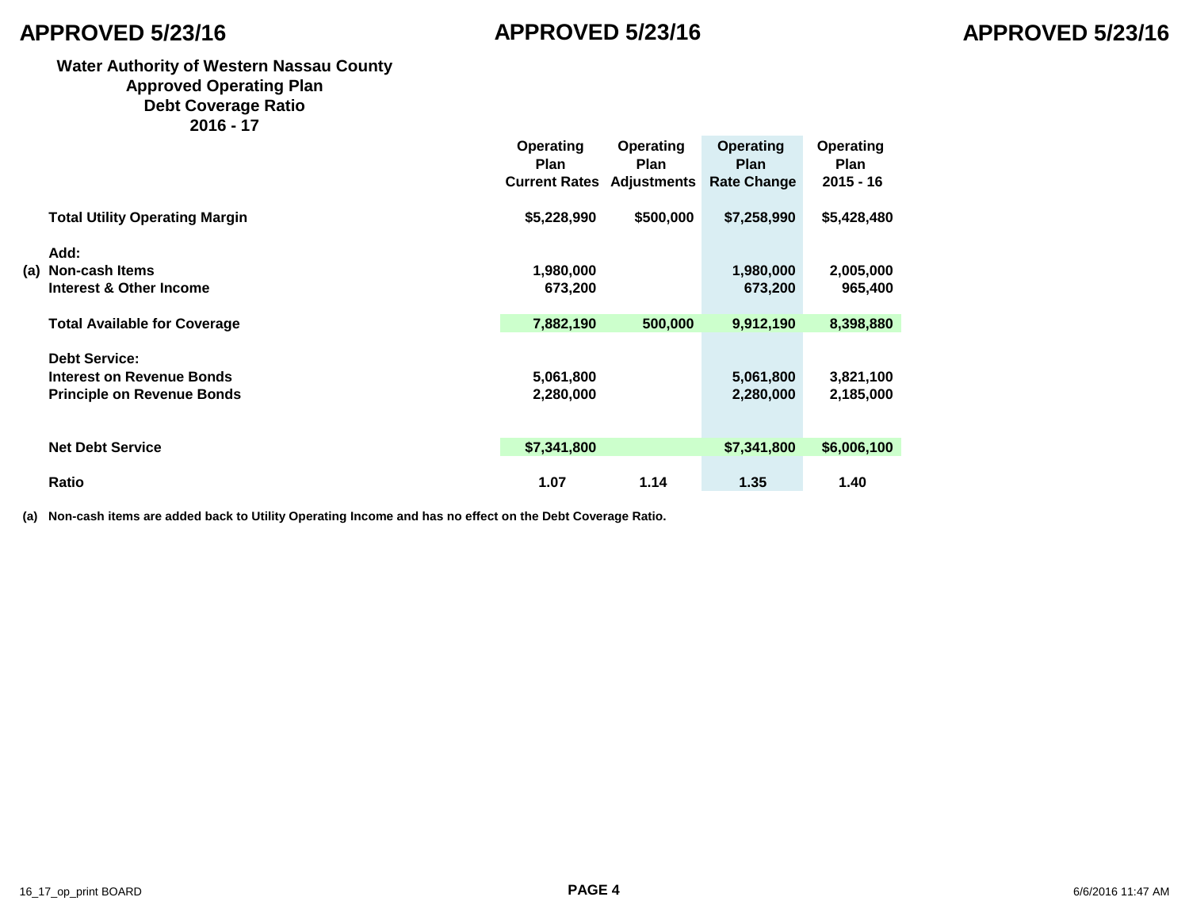APPROVED 5/23/16

# Water Authority of Western Nassau County
## Approved Operating Plan
## Debt Coverage Ratio
## 2016 - 17

| | | Operating Plan Current Rates | Operating Plan Adjustments | Operating Plan Rate Change | Operating Plan 2015 - 16 |
|---|---|---|---|---|---|
| | **Total Utility Operating Margin** | **$5,228,990** | **$500,000** | **$7,258,990** | **$5,428,480** |
| | **Add:** | | | | |
| (a) | **Non-cash Items** | **1,980,000** | | **1,980,000** | **2,005,000** |
| | **Interest & Other Income** | **673,200** | | **673,200** | **965,400** |
| | **Total Available for Coverage** | **7,882,190** | **500,000** | **9,912,190** | **8,398,880** |
| | **Debt Service:** | | | | |
| | **Interest on Revenue Bonds** | **5,061,800** | | **5,061,800** | **3,821,100** |
| | **Principle on Revenue Bonds** | **2,280,000** | | **2,280,000** | **2,185,000** |
| | **Net Debt Service** | **$7,341,800** | | **$7,341,800** | **$6,006,100** |
| | **Ratio** | **1.07** | **1.14** | **1.35** | **1.40** |

**(a) Non-cash items are added back to Utility Operating Income and has no effect on the Debt Coverage Ratio.**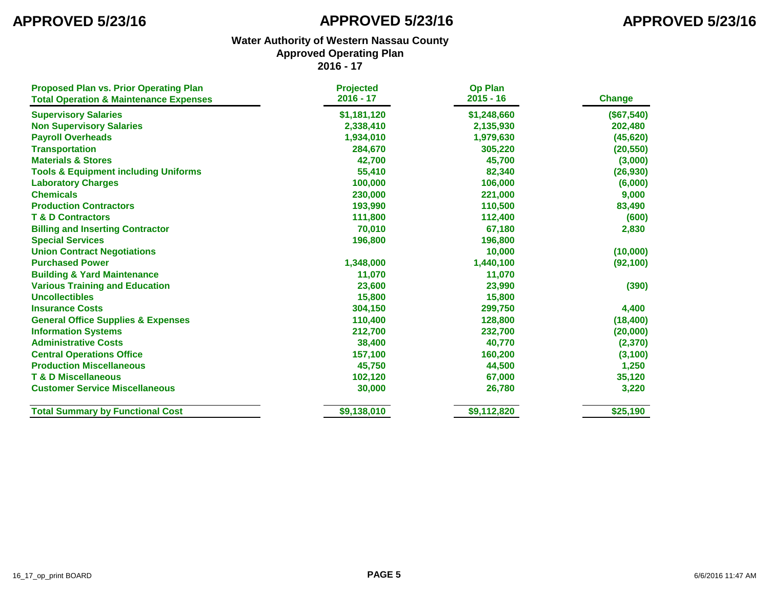APPROVED 5/23/16 APPROVED 5/23/16 APPROVED 5/23/16

## Water Authority of Western Nassau County
## Approved Operating Plan
## 2016 - 17

| Proposed Plan vs. Prior Operating Plan<br>Total Operation & Maintenance Expenses | Projected<br>2016 - 17 | Op Plan<br>2015 - 16 | Change |
|---|---|---|---|
| Supervisory Salaries | $1,181,120 | $1,248,660 | ($67,540) |
| Non Supervisory Salaries | 2,338,410 | 2,135,930 | 202,480 |
| Payroll Overheads | 1,934,010 | 1,979,630 | (45,620) |
| Transportation | 284,670 | 305,220 | (20,550) |
| Materials & Stores | 42,700 | 45,700 | (3,000) |
| Tools & Equipment including Uniforms | 55,410 | 82,340 | (26,930) |
| Laboratory Charges | 100,000 | 106,000 | (6,000) |
| Chemicals | 230,000 | 221,000 | 9,000 |
| Production Contractors | 193,990 | 110,500 | 83,490 |
| T & D Contractors | 111,800 | 112,400 | (600) |
| Billing and Inserting Contractor | 70,010 | 67,180 | 2,830 |
| Special Services | 196,800 | 196,800 | |
| Union Contract Negotiations | | 10,000 | (10,000) |
| Purchased Power | 1,348,000 | 1,440,100 | (92,100) |
| Building & Yard Maintenance | 11,070 | 11,070 | |
| Various Training and Education | 23,600 | 23,990 | (390) |
| Uncollectibles | 15,800 | 15,800 | |
| Insurance Costs | 304,150 | 299,750 | 4,400 |
| General Office Supplies & Expenses | 110,400 | 128,800 | (18,400) |
| Information Systems | 212,700 | 232,700 | (20,000) |
| Administrative Costs | 38,400 | 40,770 | (2,370) |
| Central Operations Office | 157,100 | 160,200 | (3,100) |
| Production Miscellaneous | 45,750 | 44,500 | 1,250 |
| T & D Miscellaneous | 102,120 | 67,000 | 35,120 |
| Customer Service Miscellaneous | 30,000 | 26,780 | 3,220 |
| **Total Summary by Functional Cost** | **$9,138,010** | **$9,112,820** | **$25,190** |

16_17_op_print BOARD 6/6/2016 11:47 AM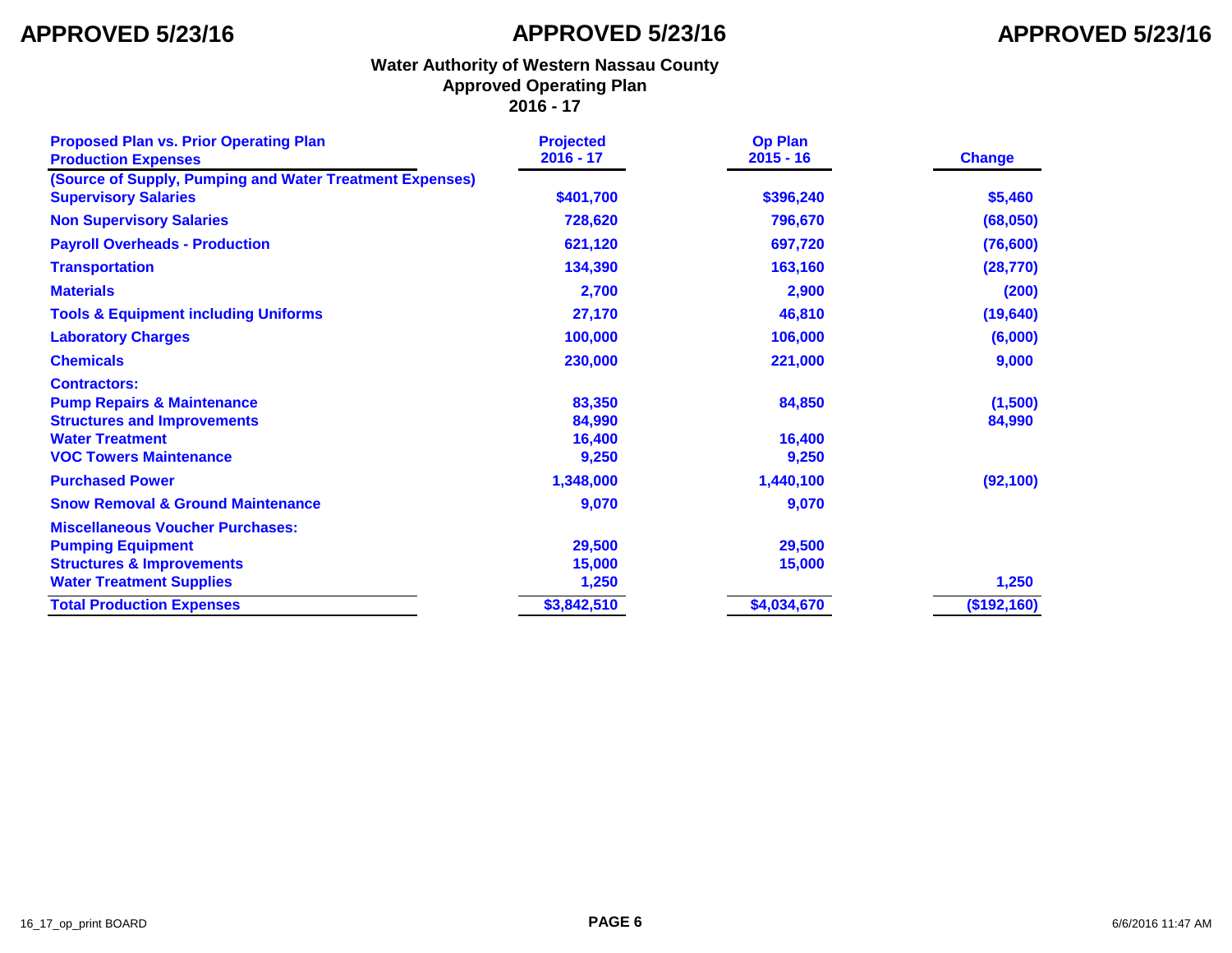APPROVED 5/23/16 APPROVED 5/23/16 APPROVED 5/23/16

## Water Authority of Western Nassau County
## Approved Operating Plan
## 2016 - 17

| Proposed Plan vs. Prior Operating Plan<br>Production Expenses | Projected<br>2016 - 17 | Op Plan<br>2015 - 16 | Change |
|---|---|---|---|
| (Source of Supply, Pumping and Water Treatment Expenses) | | | |
| Supervisory Salaries | $401,700 | $396,240 | $5,460 |
| Non Supervisory Salaries | 728,620 | 796,670 | (68,050) |
| Payroll Overheads - Production | 621,120 | 697,720 | (76,600) |
| Transportation | 134,390 | 163,160 | (28,770) |
| Materials | 2,700 | 2,900 | (200) |
| Tools & Equipment including Uniforms | 27,170 | 46,810 | (19,640) |
| Laboratory Charges | 100,000 | 106,000 | (6,000) |
| Chemicals | 230,000 | 221,000 | 9,000 |
| Contractors: | | | |
| Pump Repairs & Maintenance | 83,350 | 84,850 | (1,500) |
| Structures and Improvements | 84,990 | | 84,990 |
| Water Treatment | 16,400 | 16,400 | |
| VOC Towers Maintenance | 9,250 | 9,250 | |
| Purchased Power | 1,348,000 | 1,440,100 | (92,100) |
| Snow Removal & Ground Maintenance | 9,070 | 9,070 | |
| Miscellaneous Voucher Purchases: | | | |
| Pumping Equipment | 29,500 | 29,500 | |
| Structures & Improvements | 15,000 | 15,000 | |
| Water Treatment Supplies | 1,250 | | 1,250 |
| **Total Production Expenses** | **$3,842,510** | **$4,034,670** | **($192,160)** |

16_17_op_print BOARD 6/6/2016 11:47 AM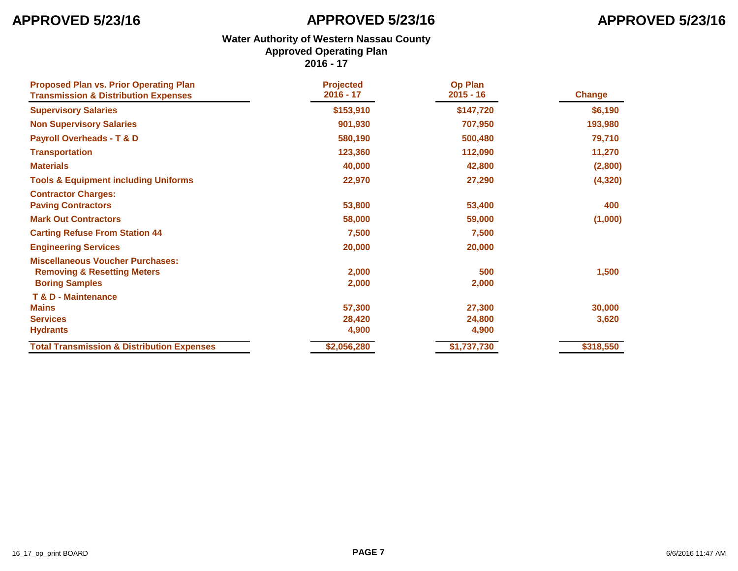APPROVED 5/23/16

## Water Authority of Western Nassau County
## Approved Operating Plan
## 2016 - 17

| Proposed Plan vs. Prior Operating Plan Transmission & Distribution Expenses | Projected 2016 - 17 | Op Plan 2015 - 16 | Change |
|---|---|---|---|
| **Supervisory Salaries** | $153,910 | $147,720 | $6,190 |
| **Non Supervisory Salaries** | 901,930 | 707,950 | 193,980 |
| **Payroll Overheads - T & D** | 580,190 | 500,480 | 79,710 |
| **Transportation** | 123,360 | 112,090 | 11,270 |
| **Materials** | 40,000 | 42,800 | (2,800) |
| **Tools & Equipment including Uniforms** | 22,970 | 27,290 | (4,320) |
| **Contractor Charges:** | | | |
| **Paving Contractors** | 53,800 | 53,400 | 400 |
| **Mark Out Contractors** | 58,000 | 59,000 | (1,000) |
| **Carting Refuse From Station 44** | 7,500 | 7,500 | |
| **Engineering Services** | 20,000 | 20,000 | |
| **Miscellaneous Voucher Purchases:** | | | |
| **Removing & Resetting Meters** | 2,000 | 500 | 1,500 |
| **Boring Samples** | 2,000 | 2,000 | |
| **T & D - Maintenance** | | | |
| **Mains** | 57,300 | 27,300 | 30,000 |
| **Services** | 28,420 | 24,800 | 3,620 |
| **Hydrants** | 4,900 | 4,900 | |
| **Total Transmission & Distribution Expenses** | $2,056,280 | $1,737,730 | $318,550 |

16_17_op_print BOARD

6/6/2016 11:47 AM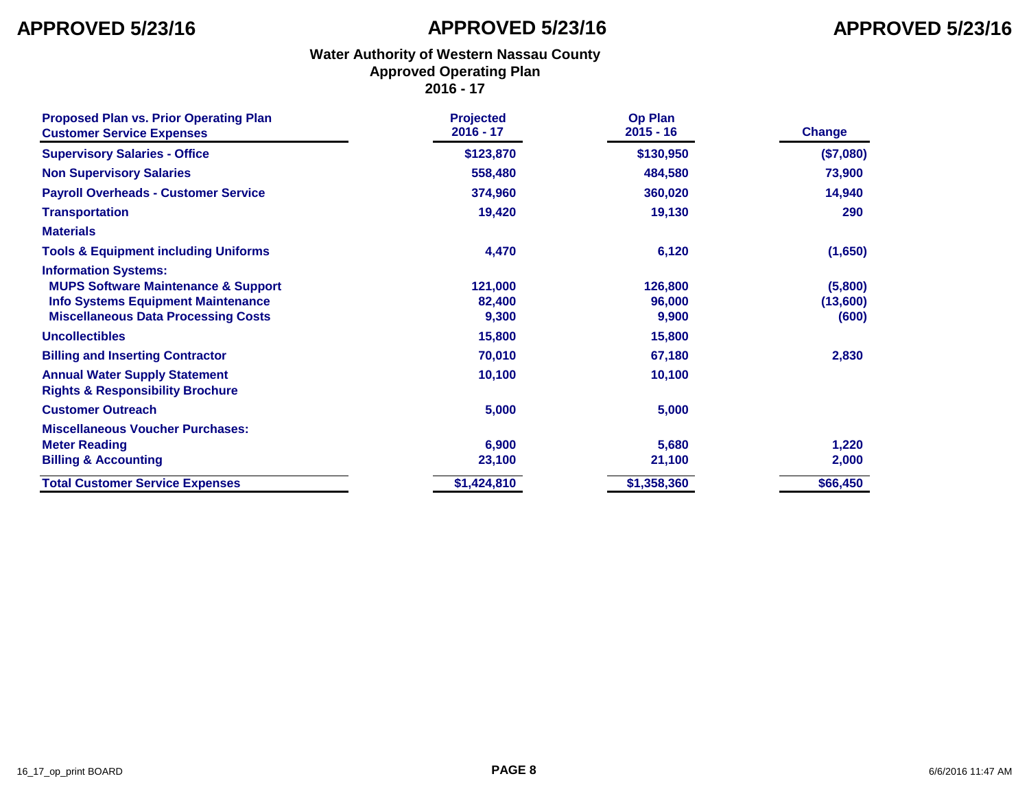**APPROVED 5/23/16**

## Water Authority of Western Nassau County
## Approved Operating Plan
## 2016 - 17

| Proposed Plan vs. Prior Operating Plan<br>Customer Service Expenses | Projected<br>2016 - 17 | Op Plan<br>2015 - 16 | Change |
|---|---|---|---|
| **Supervisory Salaries - Office** | $123,870 | $130,950 | ($7,080) |
| **Non Supervisory Salaries** | 558,480 | 484,580 | 73,900 |
| **Payroll Overheads - Customer Service** | 374,960 | 360,020 | 14,940 |
| **Transportation** | 19,420 | 19,130 | 290 |
| **Materials** | | | |
| **Tools & Equipment including Uniforms** | 4,470 | 6,120 | (1,650) |
| **Information Systems:** | | | |
| **MUPS Software Maintenance & Support** | 121,000 | 126,800 | (5,800) |
| **Info Systems Equipment Maintenance** | 82,400 | 96,000 | (13,600) |
| **Miscellaneous Data Processing Costs** | 9,300 | 9,900 | (600) |
| **Uncollectibles** | 15,800 | 15,800 | |
| **Billing and Inserting Contractor** | 70,010 | 67,180 | 2,830 |
| **Annual Water Supply Statement** | 10,100 | 10,100 | |
| **Rights & Responsibility Brochure** | | | |
| **Customer Outreach** | 5,000 | 5,000 | |
| **Miscellaneous Voucher Purchases:** | | | |
| **Meter Reading** | 6,900 | 5,680 | 1,220 |
| **Billing & Accounting** | 23,100 | 21,100 | 2,000 |
| **Total Customer Service Expenses** | $1,424,810 | $1,358,360 | $66,450 |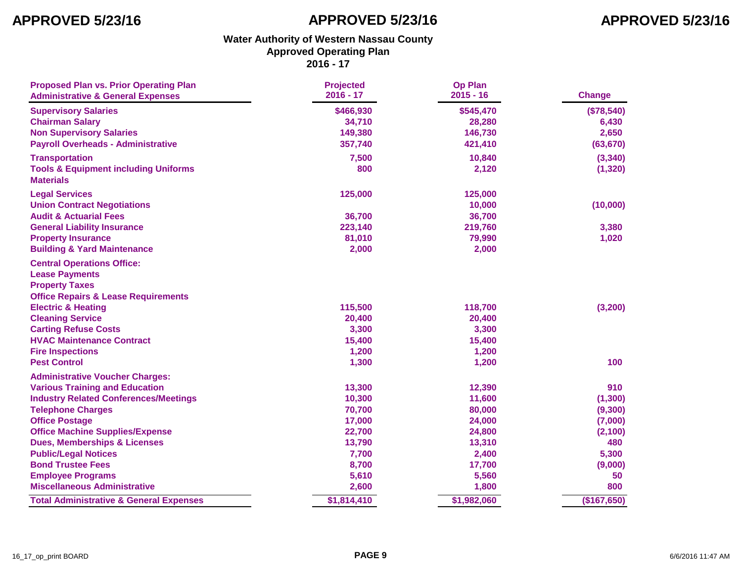APPROVED 5/23/16 APPROVED 5/23/16 APPROVED 5/23/16

## Water Authority of Western Nassau County
## Approved Operating Plan
## 2016 - 17

| Proposed Plan vs. Prior Operating Plan<br>Administrative & General Expenses | Projected<br>2016 - 17 | Op Plan<br>2015 - 16 | Change |
|---|---|---|---|
| Supervisory Salaries | $466,930 | $545,470 | ($78,540) |
| Chairman Salary | 34,710 | 28,280 | 6,430 |
| Non Supervisory Salaries | 149,380 | 146,730 | 2,650 |
| Payroll Overheads - Administrative | 357,740 | 421,410 | (63,670) |
| Transportation | 7,500 | 10,840 | (3,340) |
| Tools & Equipment including Uniforms | 800 | 2,120 | (1,320) |
| Materials | | | |
| Legal Services | 125,000 | 125,000 | |
| Union Contract Negotiations | | 10,000 | (10,000) |
| Audit & Actuarial Fees | 36,700 | 36,700 | |
| General Liability Insurance | 223,140 | 219,760 | 3,380 |
| Property Insurance | 81,010 | 79,990 | 1,020 |
| Building & Yard Maintenance | 2,000 | 2,000 | |
| Central Operations Office: | | | |
| Lease Payments | | | |
| Property Taxes | | | |
| Office Repairs & Lease Requirements | | | |
| Electric & Heating | 115,500 | 118,700 | (3,200) |
| Cleaning Service | 20,400 | 20,400 | |
| Carting Refuse Costs | 3,300 | 3,300 | |
| HVAC Maintenance Contract | 15,400 | 15,400 | |
| Fire Inspections | 1,200 | 1,200 | |
| Pest Control | 1,300 | 1,200 | 100 |
| Administrative Voucher Charges: | | | |
| Various Training and Education | 13,300 | 12,390 | 910 |
| Industry Related Conferences/Meetings | 10,300 | 11,600 | (1,300) |
| Telephone Charges | 70,700 | 80,000 | (9,300) |
| Office Postage | 17,000 | 24,000 | (7,000) |
| Office Machine Supplies/Expense | 22,700 | 24,800 | (2,100) |
| Dues, Memberships & Licenses | 13,790 | 13,310 | 480 |
| Public/Legal Notices | 7,700 | 2,400 | 5,300 |
| Bond Trustee Fees | 8,700 | 17,700 | (9,000) |
| Employee Programs | 5,610 | 5,560 | 50 |
| Miscellaneous Administrative | 2,600 | 1,800 | 800 |
| Total Administrative & General Expenses | $1,814,410 | $1,982,060 | ($167,650) |

16_17_op_print BOARD 6/6/2016 11:47 AM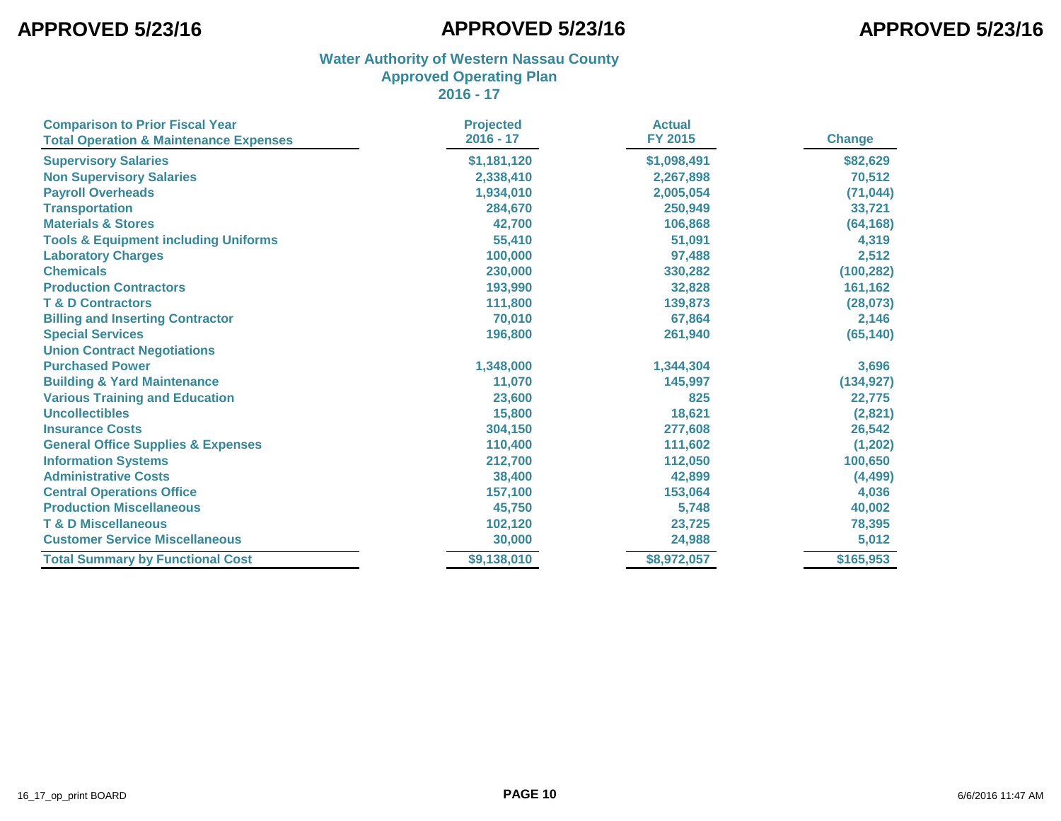APPROVED 5/23/16

# Water Authority of Western Nassau County
## Approved Operating Plan
## 2016 - 17

| Comparison to Prior Fiscal Year<br>Total Operation & Maintenance Expenses | Projected<br>2016 - 17 | Actual<br>FY 2015 | Change |
|---|---|---|---|
| Supervisory Salaries | $1,181,120 | $1,098,491 | $82,629 |
| Non Supervisory Salaries | 2,338,410 | 2,267,898 | 70,512 |
| Payroll Overheads | 1,934,010 | 2,005,054 | (71,044) |
| Transportation | 284,670 | 250,949 | 33,721 |
| Materials & Stores | 42,700 | 106,868 | (64,168) |
| Tools & Equipment including Uniforms | 55,410 | 51,091 | 4,319 |
| Laboratory Charges | 100,000 | 97,488 | 2,512 |
| Chemicals | 230,000 | 330,282 | (100,282) |
| Production Contractors | 193,990 | 32,828 | 161,162 |
| T & D Contractors | 111,800 | 139,873 | (28,073) |
| Billing and Inserting Contractor | 70,010 | 67,864 | 2,146 |
| Special Services | 196,800 | 261,940 | (65,140) |
| Union Contract Negotiations | | | |
| Purchased Power | 1,348,000 | 1,344,304 | 3,696 |
| Building & Yard Maintenance | 11,070 | 145,997 | (134,927) |
| Various Training and Education | 23,600 | 825 | 22,775 |
| Uncollectibles | 15,800 | 18,621 | (2,821) |
| Insurance Costs | 304,150 | 277,608 | 26,542 |
| General Office Supplies & Expenses | 110,400 | 111,602 | (1,202) |
| Information Systems | 212,700 | 112,050 | 100,650 |
| Administrative Costs | 38,400 | 42,899 | (4,499) |
| Central Operations Office | 157,100 | 153,064 | 4,036 |
| Production Miscellaneous | 45,750 | 5,748 | 40,002 |
| T & D Miscellaneous | 102,120 | 23,725 | 78,395 |
| Customer Service Miscellaneous | 30,000 | 24,988 | 5,012 |
| **Total Summary by Functional Cost** | **$9,138,010** | **$8,972,057** | **$165,953** |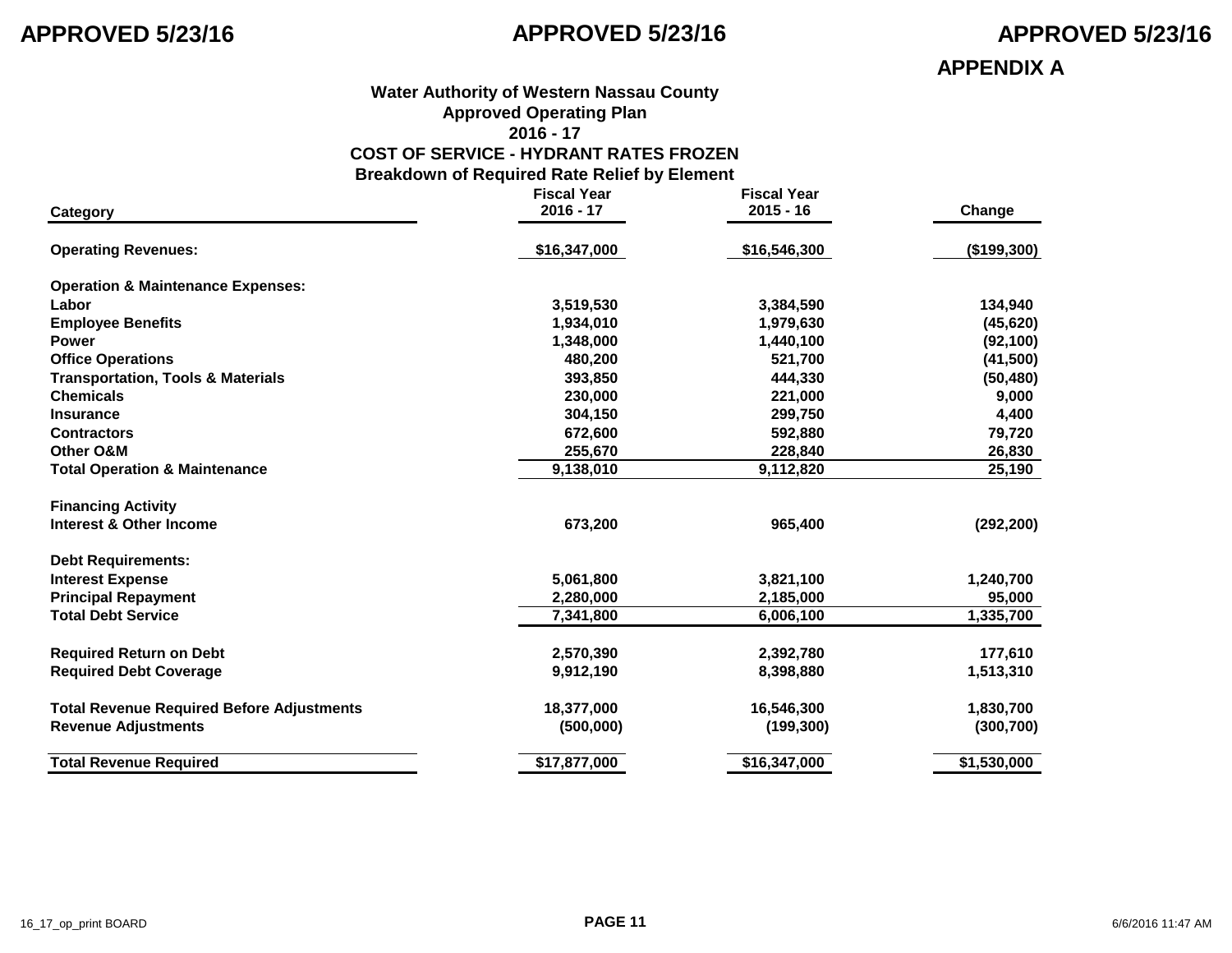APPROVED 5/23/16

APPENDIX A

**Water Authority of Western Nassau County**
**Approved Operating Plan**
**2016 - 17**
**COST OF SERVICE - HYDRANT RATES FROZEN**
**Breakdown of Required Rate Relief by Element**

| Category | Fiscal Year 2016 - 17 | Fiscal Year 2015 - 16 | Change |
|---|---|---|---|
| **Operating Revenues:** | $16,347,000 | $16,546,300 | ($199,300) |
| **Operation & Maintenance Expenses:** | | | |
| Labor | 3,519,530 | 3,384,590 | 134,940 |
| Employee Benefits | 1,934,010 | 1,979,630 | (45,620) |
| Power | 1,348,000 | 1,440,100 | (92,100) |
| Office Operations | 480,200 | 521,700 | (41,500) |
| Transportation, Tools & Materials | 393,850 | 444,330 | (50,480) |
| Chemicals | 230,000 | 221,000 | 9,000 |
| Insurance | 304,150 | 299,750 | 4,400 |
| Contractors | 672,600 | 592,880 | 79,720 |
| Other O&M | 255,670 | 228,840 | 26,830 |
| **Total Operation & Maintenance** | 9,138,010 | 9,112,820 | 25,190 |
| **Financing Activity** | | | |
| Interest & Other Income | 673,200 | 965,400 | (292,200) |
| **Debt Requirements:** | | | |
| Interest Expense | 5,061,800 | 3,821,100 | 1,240,700 |
| Principal Repayment | 2,280,000 | 2,185,000 | 95,000 |
| **Total Debt Service** | 7,341,800 | 6,006,100 | 1,335,700 |
| Required Return on Debt | 2,570,390 | 2,392,780 | 177,610 |
| Required Debt Coverage | 9,912,190 | 8,398,880 | 1,513,310 |
| **Total Revenue Required Before Adjustments** | 18,377,000 | 16,546,300 | 1,830,700 |
| Revenue Adjustments | (500,000) | (199,300) | (300,700) |
| **Total Revenue Required** | $17,877,000 | $16,347,000 | $1,530,000 |

16_17_op_print BOARD 6/6/2016 11:47 AM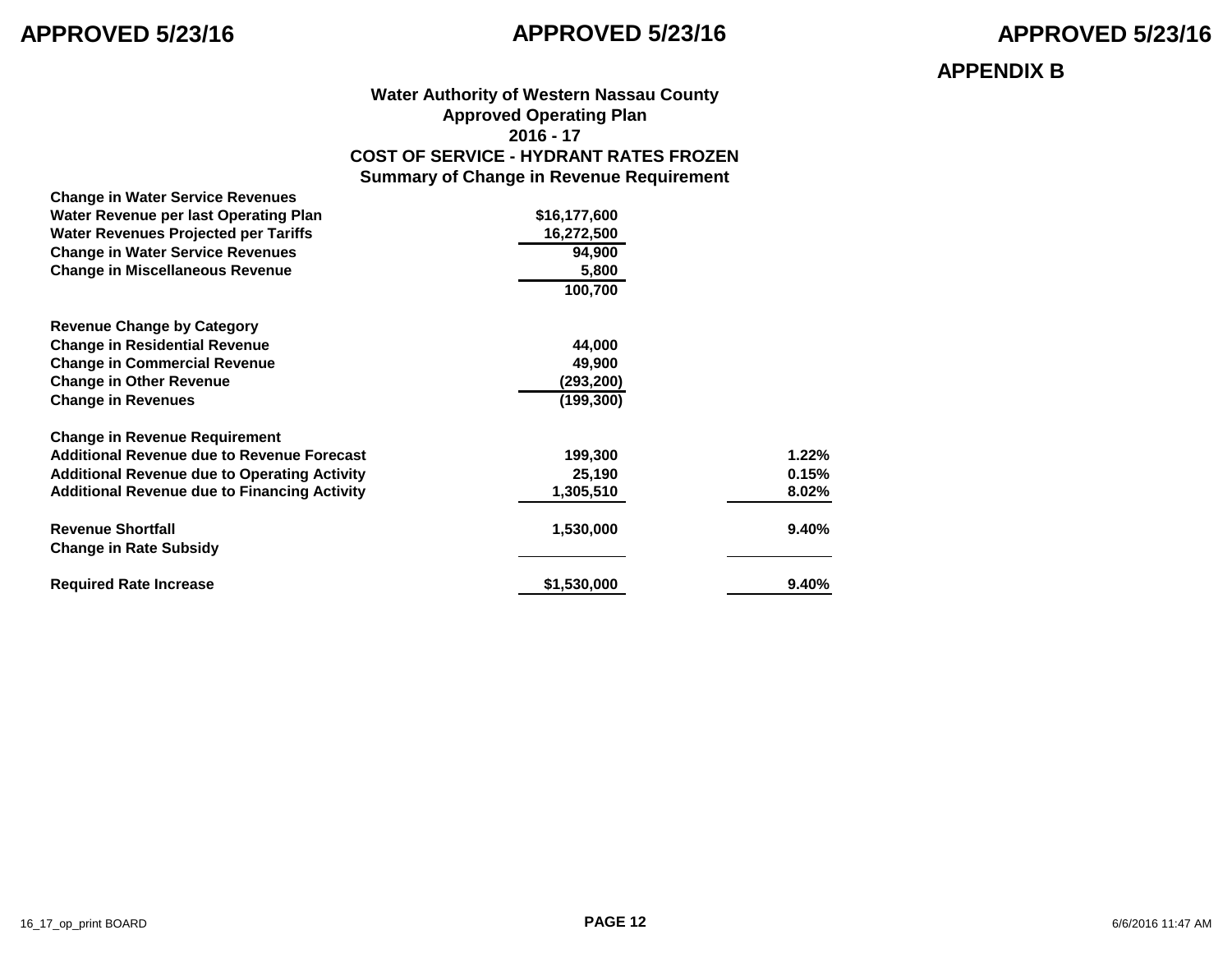APPROVED 5/23/16

**APPENDIX B**

## Water Authority of Western Nassau County
## Approved Operating Plan
## 2016 - 17
## COST OF SERVICE - HYDRANT RATES FROZEN
## Summary of Change in Revenue Requirement

| | | |
|---|---:|---:|
| **Change in Water Service Revenues** | | |
| **Water Revenue per last Operating Plan** | **$16,177,600** | |
| **Water Revenues Projected per Tariffs** | **16,272,500** | |
| **Change in Water Service Revenues** | **94,900** | |
| **Change in Miscellaneous Revenue** | **5,800** | |
| | **100,700** | |
| | | |
| **Revenue Change by Category** | | |
| **Change in Residential Revenue** | **44,000** | |
| **Change in Commercial Revenue** | **49,900** | |
| **Change in Other Revenue** | **(293,200)** | |
| **Change in Revenues** | **(199,300)** | |
| | | |
| **Change in Revenue Requirement** | | |
| **Additional Revenue due to Revenue Forecast** | **199,300** | **1.22%** |
| **Additional Revenue due to Operating Activity** | **25,190** | **0.15%** |
| **Additional Revenue due to Financing Activity** | **1,305,510** | **8.02%** |
| | | |
| **Revenue Shortfall** | **1,530,000** | **9.40%** |
| **Change in Rate Subsidy** | | |
| | | |
| **Required Rate Increase** | **$1,530,000** | **9.40%** |

16_17_op_print BOARD

6/6/2016 11:47 AM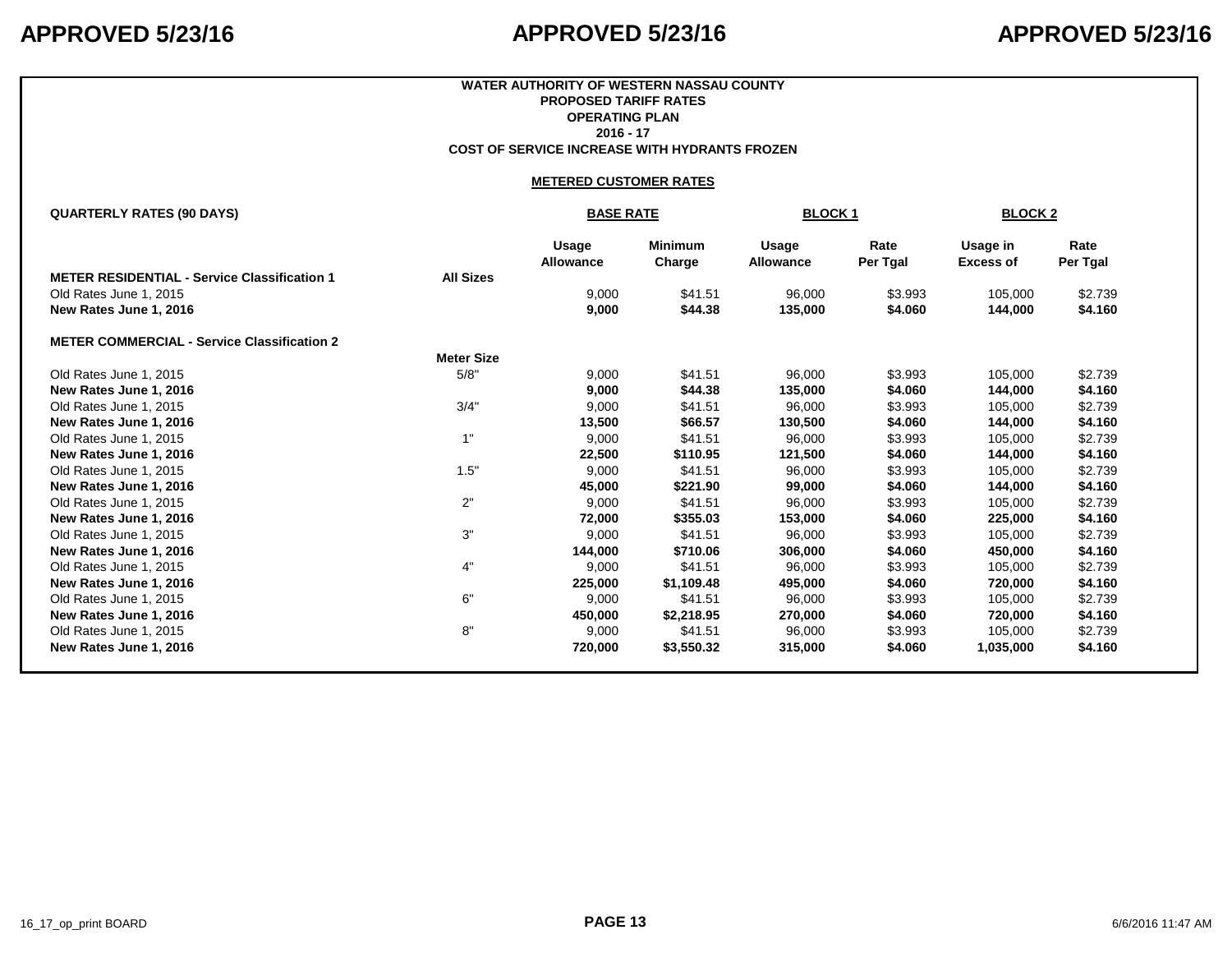APPROVED 5/23/16 APPROVED 5/23/16 APPROVED 5/23/16

**WATER AUTHORITY OF WESTERN NASSAU COUNTY**
**PROPOSED TARIFF RATES**
**OPERATING PLAN**
**2016 - 17**
**COST OF SERVICE INCREASE WITH HYDRANTS FROZEN**

**METERED CUSTOMER RATES**

| QUARTERLY RATES (90 DAYS) | | BASE RATE | | BLOCK 1 | | BLOCK 2 | |
|---|---|---|---|---|---|---|---|
| | | Usage Allowance | Minimum Charge | Usage Allowance | Rate Per Tgal | Usage in Excess of | Rate Per Tgal |
| **METER RESIDENTIAL - Service Classification 1** | **All Sizes** | | | | | | |
| Old Rates June 1, 2015 | | 9,000 | $41.51 | 96,000 | $3.993 | 105,000 | $2.739 |
| **New Rates June 1, 2016** | | **9,000** | **$44.38** | **135,000** | **$4.060** | **144,000** | **$4.160** |
| | | | | | | | |
| **METER COMMERCIAL - Service Classification 2** | | | | | | | |
| | **Meter Size** | | | | | | |
| Old Rates June 1, 2015 | 5/8" | 9,000 | $41.51 | 96,000 | $3.993 | 105,000 | $2.739 |
| **New Rates June 1, 2016** | | **9,000** | **$44.38** | **135,000** | **$4.060** | **144,000** | **$4.160** |
| Old Rates June 1, 2015 | 3/4" | 9,000 | $41.51 | 96,000 | $3.993 | 105,000 | $2.739 |
| **New Rates June 1, 2016** | | **13,500** | **$66.57** | **130,500** | **$4.060** | **144,000** | **$4.160** |
| Old Rates June 1, 2015 | 1" | 9,000 | $41.51 | 96,000 | $3.993 | 105,000 | $2.739 |
| **New Rates June 1, 2016** | | **22,500** | **$110.95** | **121,500** | **$4.060** | **144,000** | **$4.160** |
| Old Rates June 1, 2015 | 1.5" | 9,000 | $41.51 | 96,000 | $3.993 | 105,000 | $2.739 |
| **New Rates June 1, 2016** | | **45,000** | **$221.90** | **99,000** | **$4.060** | **144,000** | **$4.160** |
| Old Rates June 1, 2015 | 2" | 9,000 | $41.51 | 96,000 | $3.993 | 105,000 | $2.739 |
| **New Rates June 1, 2016** | | **72,000** | **$355.03** | **153,000** | **$4.060** | **225,000** | **$4.160** |
| Old Rates June 1, 2015 | 3" | 9,000 | $41.51 | 96,000 | $3.993 | 105,000 | $2.739 |
| **New Rates June 1, 2016** | | **144,000** | **$710.06** | **306,000** | **$4.060** | **450,000** | **$4.160** |
| Old Rates June 1, 2015 | 4" | 9,000 | $41.51 | 96,000 | $3.993 | 105,000 | $2.739 |
| **New Rates June 1, 2016** | | **225,000** | **$1,109.48** | **495,000** | **$4.060** | **720,000** | **$4.160** |
| Old Rates June 1, 2015 | 6" | 9,000 | $41.51 | 96,000 | $3.993 | 105,000 | $2.739 |
| **New Rates June 1, 2016** | | **450,000** | **$2,218.95** | **270,000** | **$4.060** | **720,000** | **$4.160** |
| Old Rates June 1, 2015 | 8" | 9,000 | $41.51 | 96,000 | $3.993 | 105,000 | $2.739 |
| **New Rates June 1, 2016** | | **720,000** | **$3,550.32** | **315,000** | **$4.060** | **1,035,000** | **$4.160** |

16_17_op_print BOARD 6/6/2016 11:47 AM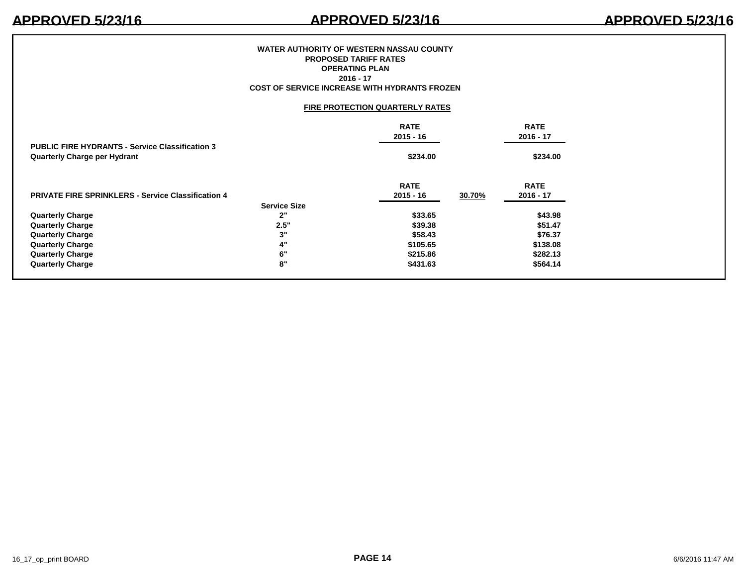APPROVED 5/23/16 APPROVED 5/23/16 APPROVED 5/23/16

**WATER AUTHORITY OF WESTERN NASSAU COUNTY**
**PROPOSED TARIFF RATES**
**OPERATING PLAN**
**2016 - 17**
**COST OF SERVICE INCREASE WITH HYDRANTS FROZEN**

**FIRE PROTECTION QUARTERLY RATES**

| | | RATE 2015 - 16 | | RATE 2016 - 17 |
|---|---|---|---|---|
| **PUBLIC FIRE HYDRANTS - Service Classification 3** | | | | |
| **Quarterly Charge per Hydrant** | | $234.00 | | $234.00 |

| | | RATE 2015 - 16 | 30.70% | RATE 2016 - 17 |
|---|---|---|---|---|
| **PRIVATE FIRE SPRINKLERS - Service Classification 4** | | | | |
| | **Service Size** | | | |
| **Quarterly Charge** | 2" | $33.65 | | $43.98 |
| **Quarterly Charge** | 2.5" | $39.38 | | $51.47 |
| **Quarterly Charge** | 3" | $58.43 | | $76.37 |
| **Quarterly Charge** | 4" | $105.65 | | $138.08 |
| **Quarterly Charge** | 6" | $215.86 | | $282.13 |
| **Quarterly Charge** | 8" | $431.63 | | $564.14 |

16_17_op_print BOARD 6/6/2016 11:47 AM